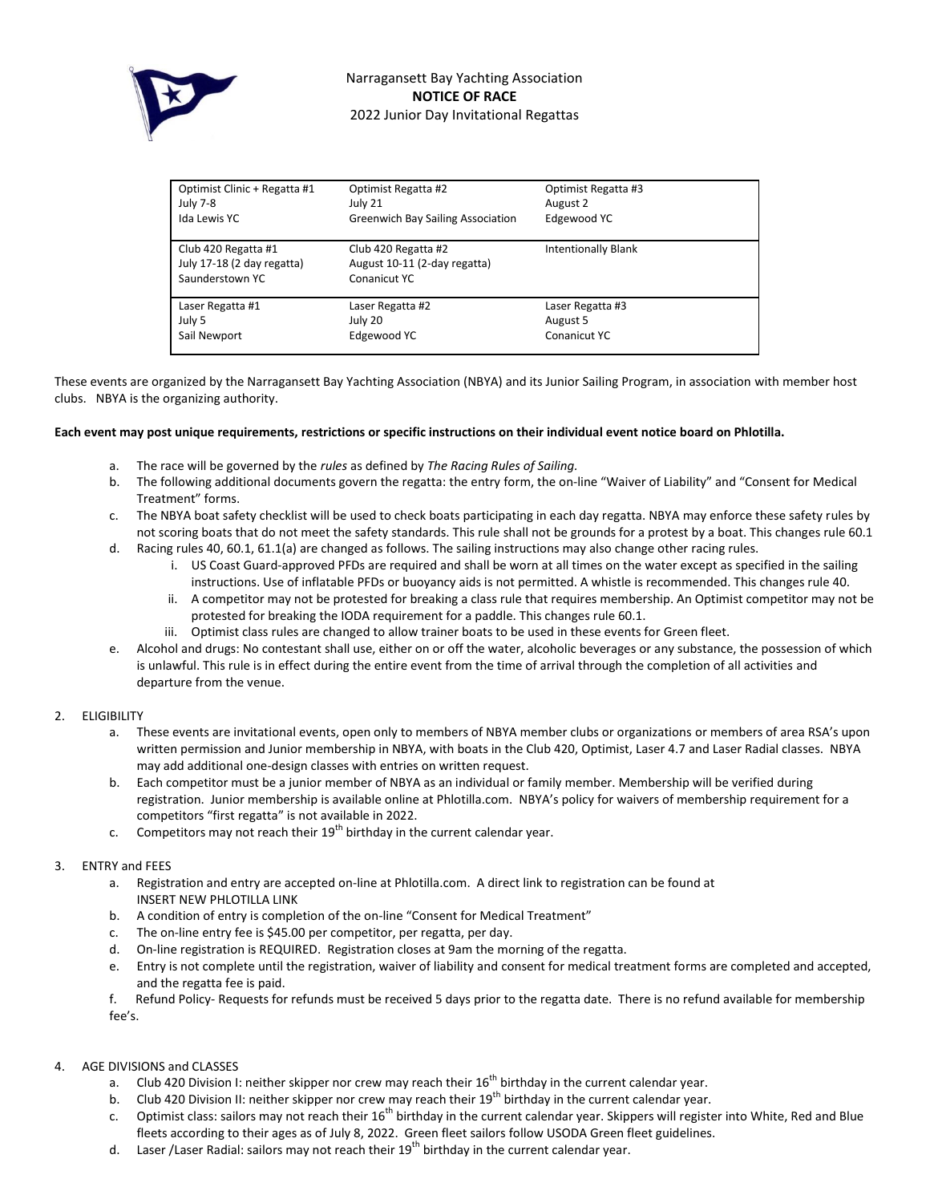Narragansett Bay Yachting Association
**NOTICE OF RACE**
2022 Junior Day Invitational Regattas

| | | |
|---|---|---|
| Optimist Clinic + Regatta #1<br>July 7-8<br>Ida Lewis YC | Optimist Regatta #2<br>July 21<br>Greenwich Bay Sailing Association | Optimist Regatta #3<br>August 2<br>Edgewood YC |
| Club 420 Regatta #1<br>July 17-18 (2 day regatta)<br>Saunderstown YC | Club 420 Regatta #2<br>August 10-11 (2-day regatta)<br>Conanicut YC | Intentionally Blank |
| Laser Regatta #1<br>July 5<br>Sail Newport | Laser Regatta #2<br>July 20<br>Edgewood YC | Laser Regatta #3<br>August 5<br>Conanicut YC |

These events are organized by the Narragansett Bay Yachting Association (NBYA) and its Junior Sailing Program, in association with member host clubs. NBYA is the organizing authority.

**Each event may post unique requirements, restrictions or specific instructions on their individual event notice board on Phlotilla.**

a. The race will be governed by the *rules* as defined by *The Racing Rules of Sailing.*
b. The following additional documents govern the regatta: the entry form, the on-line "Waiver of Liability" and "Consent for Medical Treatment" forms.
c. The NBYA boat safety checklist will be used to check boats participating in each day regatta. NBYA may enforce these safety rules by not scoring boats that do not meet the safety standards. This rule shall not be grounds for a protest by a boat. This changes rule 60.1
d. Racing rules 40, 60.1, 61.1(a) are changed as follows. The sailing instructions may also change other racing rules.
    i. US Coast Guard-approved PFDs are required and shall be worn at all times on the water except as specified in the sailing instructions. Use of inflatable PFDs or buoyancy aids is not permitted. A whistle is recommended. This changes rule 40.
    ii. A competitor may not be protested for breaking a class rule that requires membership. An Optimist competitor may not be protested for breaking the IODA requirement for a paddle. This changes rule 60.1.
    iii. Optimist class rules are changed to allow trainer boats to be used in these events for Green fleet.
e. Alcohol and drugs: No contestant shall use, either on or off the water, alcoholic beverages or any substance, the possession of which is unlawful. This rule is in effect during the entire event from the time of arrival through the completion of all activities and departure from the venue.

2. ELIGIBILITY
    a. These events are invitational events, open only to members of NBYA member clubs or organizations or members of area RSA's upon written permission and Junior membership in NBYA, with boats in the Club 420, Optimist, Laser 4.7 and Laser Radial classes. NBYA may add additional one-design classes with entries on written request.
    b. Each competitor must be a junior member of NBYA as an individual or family member. Membership will be verified during registration. Junior membership is available online at Phlotilla.com. NBYA's policy for waivers of membership requirement for a competitors "first regatta" is not available in 2022.
    c. Competitors may not reach their 19th birthday in the current calendar year.

3. ENTRY and FEES
    a. Registration and entry are accepted on-line at Phlotilla.com. A direct link to registration can be found at INSERT NEW PHLOTILLA LINK
    b. A condition of entry is completion of the on-line "Consent for Medical Treatment"
    c. The on-line entry fee is $45.00 per competitor, per regatta, per day.
    d. On-line registration is REQUIRED. Registration closes at 9am the morning of the regatta.
    e. Entry is not complete until the registration, waiver of liability and consent for medical treatment forms are completed and accepted, and the regatta fee is paid.
    f. Refund Policy- Requests for refunds must be received 5 days prior to the regatta date. There is no refund available for membership fee's.

4. AGE DIVISIONS and CLASSES
    a. Club 420 Division I: neither skipper nor crew may reach their 16th birthday in the current calendar year.
    b. Club 420 Division II: neither skipper nor crew may reach their 19th birthday in the current calendar year.
    c. Optimist class: sailors may not reach their 16th birthday in the current calendar year. Skippers will register into White, Red and Blue fleets according to their ages as of July 8, 2022. Green fleet sailors follow USODA Green fleet guidelines.
    d. Laser /Laser Radial: sailors may not reach their 19th birthday in the current calendar year.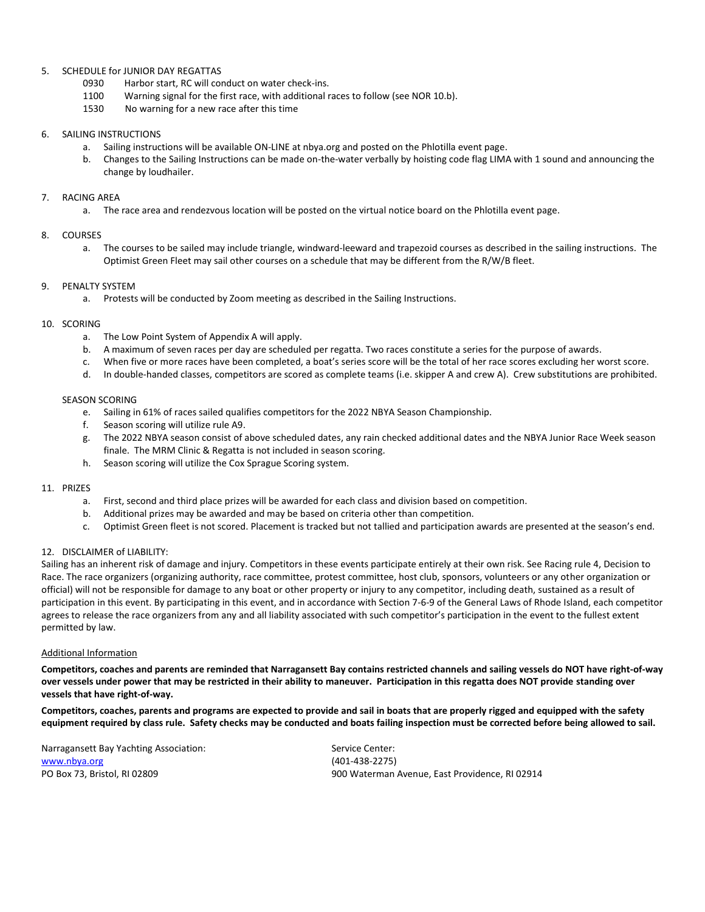5. SCHEDULE for JUNIOR DAY REGATTAS

    0930 Harbor start, RC will conduct on water check-ins.
    1100 Warning signal for the first race, with additional races to follow (see NOR 10.b).
    1530 No warning for a new race after this time

6. SAILING INSTRUCTIONS
    a. Sailing instructions will be available ON-LINE at nbya.org and posted on the Phlotilla event page.
    b. Changes to the Sailing Instructions can be made on-the-water verbally by hoisting code flag LIMA with 1 sound and announcing the change by loudhailer.

7. RACING AREA
    a. The race area and rendezvous location will be posted on the virtual notice board on the Phlotilla event page.

8. COURSES
    a. The courses to be sailed may include triangle, windward-leeward and trapezoid courses as described in the sailing instructions. The Optimist Green Fleet may sail other courses on a schedule that may be different from the R/W/B fleet.

9. PENALTY SYSTEM
    a. Protests will be conducted by Zoom meeting as described in the Sailing Instructions.

10. SCORING
    a. The Low Point System of Appendix A will apply.
    b. A maximum of seven races per day are scheduled per regatta. Two races constitute a series for the purpose of awards.
    c. When five or more races have been completed, a boat's series score will be the total of her race scores excluding her worst score.
    d. In double-handed classes, competitors are scored as complete teams (i.e. skipper A and crew A). Crew substitutions are prohibited.

    SEASON SCORING

    e. Sailing in 61% of races sailed qualifies competitors for the 2022 NBYA Season Championship.
    f. Season scoring will utilize rule A9.
    g. The 2022 NBYA season consist of above scheduled dates, any rain checked additional dates and the NBYA Junior Race Week season finale. The MRM Clinic & Regatta is not included in season scoring.
    h. Season scoring will utilize the Cox Sprague Scoring system.

11. PRIZES
    a. First, second and third place prizes will be awarded for each class and division based on competition.
    b. Additional prizes may be awarded and may be based on criteria other than competition.
    c. Optimist Green fleet is not scored. Placement is tracked but not tallied and participation awards are presented at the season's end.

12. DISCLAIMER of LIABILITY:

Sailing has an inherent risk of damage and injury. Competitors in these events participate entirely at their own risk. See Racing rule 4, Decision to Race. The race organizers (organizing authority, race committee, protest committee, host club, sponsors, volunteers or any other organization or official) will not be responsible for damage to any boat or other property or injury to any competitor, including death, sustained as a result of participation in this event. By participating in this event, and in accordance with Section 7-6-9 of the General Laws of Rhode Island, each competitor agrees to release the race organizers from any and all liability associated with such competitor's participation in the event to the fullest extent permitted by law.

Additional Information

**Competitors, coaches and parents are reminded that Narragansett Bay contains restricted channels and sailing vessels do NOT have right-of-way over vessels under power that may be restricted in their ability to maneuver. Participation in this regatta does NOT provide standing over vessels that have right-of-way.**

**Competitors, coaches, parents and programs are expected to provide and sail in boats that are properly rigged and equipped with the safety equipment required by class rule. Safety checks may be conducted and boats failing inspection must be corrected before being allowed to sail.**

Narragansett Bay Yachting Association:
www.nbya.org
PO Box 73, Bristol, RI 02809

Service Center:
(401-438-2275)
900 Waterman Avenue, East Providence, RI 02914